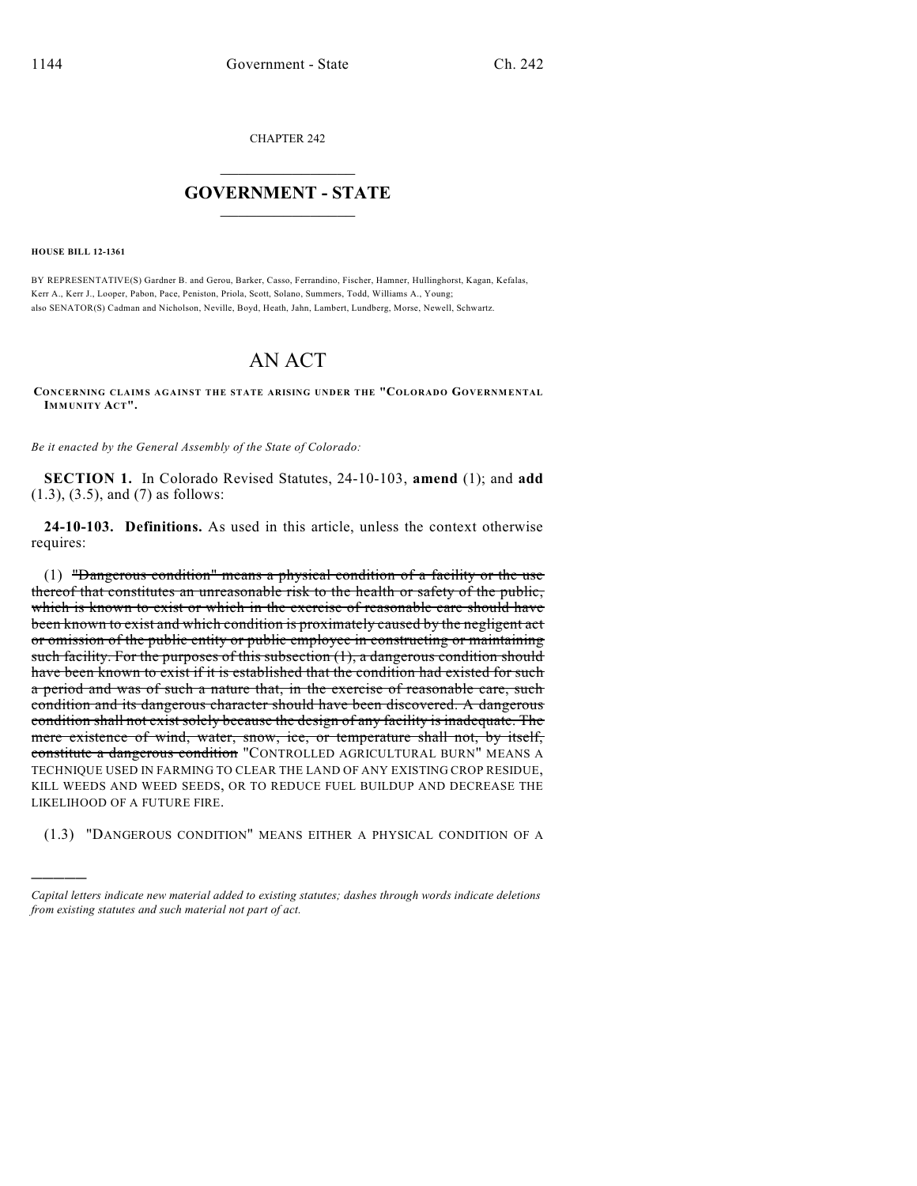CHAPTER 242

# GOVERNMENT - STATE

**HOUSE BILL 12-1361**

BY REPRESENTATIVE(S) Gardner B. and Gerou, Barker, Casso, Ferrandino, Fischer, Hamner, Hullinghorst, Kagan, Kefalas, Kerr A., Kerr J., Looper, Pabon, Pace, Peniston, Priola, Scott, Solano, Summers, Todd, Williams A., Young; also SENATOR(S) Cadman and Nicholson, Neville, Boyd, Heath, Jahn, Lambert, Lundberg, Morse, Newell, Schwartz.

# AN ACT

**CONCERNING CLAIMS AGAINST THE STATE ARISING UNDER THE "COLORADO GOVERNMENTAL IMMUNITY ACT".**

*Be it enacted by the General Assembly of the State of Colorado:*

**SECTION 1.** In Colorado Revised Statutes, 24-10-103, **amend** (1); and **add** (1.3), (3.5), and (7) as follows:

**24-10-103. Definitions.** As used in this article, unless the context otherwise requires:

(1) ~~"Dangerous condition" means a physical condition of a facility or the use thereof that constitutes an unreasonable risk to the health or safety of the public, which is known to exist or which in the exercise of reasonable care should have been known to exist and which condition is proximately caused by the negligent act or omission of the public entity or public employee in constructing or maintaining such facility. For the purposes of this subsection (1), a dangerous condition should have been known to exist if it is established that the condition had existed for such a period and was of such a nature that, in the exercise of reasonable care, such condition and its dangerous character should have been discovered. A dangerous condition shall not exist solely because the design of any facility is inadequate. The mere existence of wind, water, snow, ice, or temperature shall not, by itself, constitute a dangerous condition~~ "CONTROLLED AGRICULTURAL BURN" MEANS A TECHNIQUE USED IN FARMING TO CLEAR THE LAND OF ANY EXISTING CROP RESIDUE, KILL WEEDS AND WEED SEEDS, OR TO REDUCE FUEL BUILDUP AND DECREASE THE LIKELIHOOD OF A FUTURE FIRE.

(1.3) "DANGEROUS CONDITION" MEANS EITHER A PHYSICAL CONDITION OF A

---

*Capital letters indicate new material added to existing statutes; dashes through words indicate deletions from existing statutes and such material not part of act.*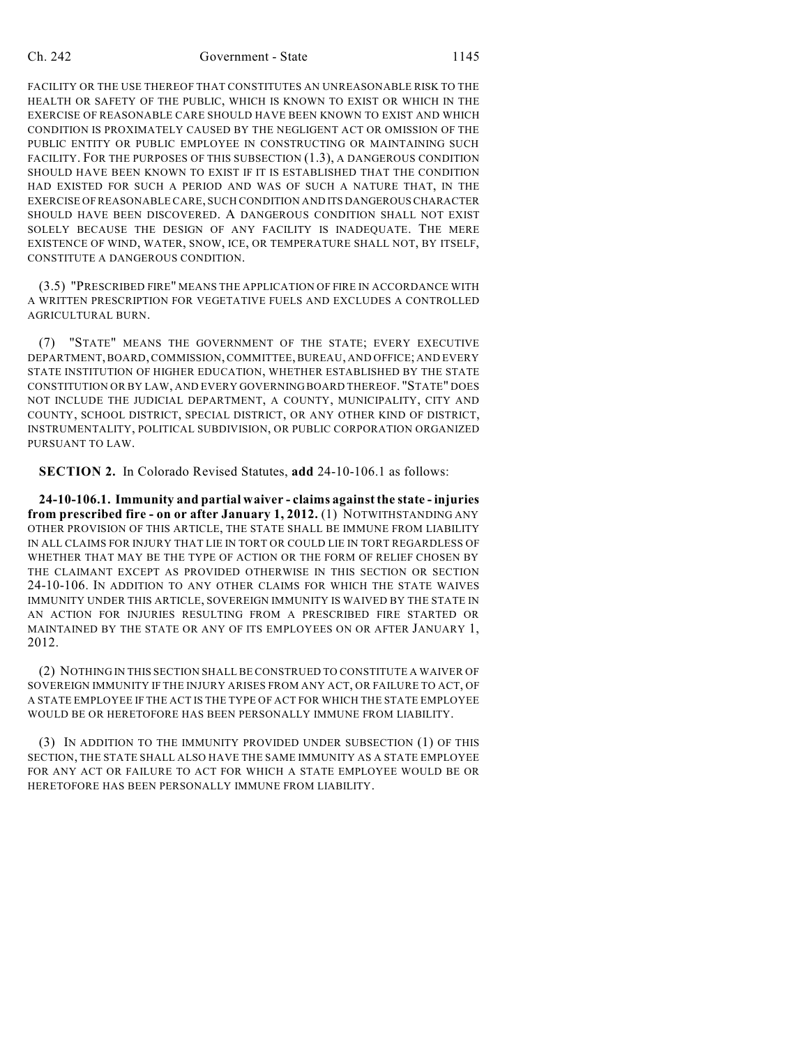FACILITY OR THE USE THEREOF THAT CONSTITUTES AN UNREASONABLE RISK TO THE HEALTH OR SAFETY OF THE PUBLIC, WHICH IS KNOWN TO EXIST OR WHICH IN THE EXERCISE OF REASONABLE CARE SHOULD HAVE BEEN KNOWN TO EXIST AND WHICH CONDITION IS PROXIMATELY CAUSED BY THE NEGLIGENT ACT OR OMISSION OF THE PUBLIC ENTITY OR PUBLIC EMPLOYEE IN CONSTRUCTING OR MAINTAINING SUCH FACILITY. FOR THE PURPOSES OF THIS SUBSECTION (1.3), A DANGEROUS CONDITION SHOULD HAVE BEEN KNOWN TO EXIST IF IT IS ESTABLISHED THAT THE CONDITION HAD EXISTED FOR SUCH A PERIOD AND WAS OF SUCH A NATURE THAT, IN THE EXERCISE OF REASONABLE CARE, SUCH CONDITION AND ITS DANGEROUS CHARACTER SHOULD HAVE BEEN DISCOVERED. A DANGEROUS CONDITION SHALL NOT EXIST SOLELY BECAUSE THE DESIGN OF ANY FACILITY IS INADEQUATE. THE MERE EXISTENCE OF WIND, WATER, SNOW, ICE, OR TEMPERATURE SHALL NOT, BY ITSELF, CONSTITUTE A DANGEROUS CONDITION.

(3.5) "PRESCRIBED FIRE" MEANS THE APPLICATION OF FIRE IN ACCORDANCE WITH A WRITTEN PRESCRIPTION FOR VEGETATIVE FUELS AND EXCLUDES A CONTROLLED AGRICULTURAL BURN.

(7) "STATE" MEANS THE GOVERNMENT OF THE STATE; EVERY EXECUTIVE DEPARTMENT, BOARD, COMMISSION, COMMITTEE, BUREAU, AND OFFICE; AND EVERY STATE INSTITUTION OF HIGHER EDUCATION, WHETHER ESTABLISHED BY THE STATE CONSTITUTION OR BY LAW, AND EVERY GOVERNING BOARD THEREOF. "STATE" DOES NOT INCLUDE THE JUDICIAL DEPARTMENT, A COUNTY, MUNICIPALITY, CITY AND COUNTY, SCHOOL DISTRICT, SPECIAL DISTRICT, OR ANY OTHER KIND OF DISTRICT, INSTRUMENTALITY, POLITICAL SUBDIVISION, OR PUBLIC CORPORATION ORGANIZED PURSUANT TO LAW.

**SECTION 2.** In Colorado Revised Statutes, **add** 24-10-106.1 as follows:

**24-10-106.1. Immunity and partial waiver - claims against the state - injuries from prescribed fire - on or after January 1, 2012.** (1) NOTWITHSTANDING ANY OTHER PROVISION OF THIS ARTICLE, THE STATE SHALL BE IMMUNE FROM LIABILITY IN ALL CLAIMS FOR INJURY THAT LIE IN TORT OR COULD LIE IN TORT REGARDLESS OF WHETHER THAT MAY BE THE TYPE OF ACTION OR THE FORM OF RELIEF CHOSEN BY THE CLAIMANT EXCEPT AS PROVIDED OTHERWISE IN THIS SECTION OR SECTION 24-10-106. IN ADDITION TO ANY OTHER CLAIMS FOR WHICH THE STATE WAIVES IMMUNITY UNDER THIS ARTICLE, SOVEREIGN IMMUNITY IS WAIVED BY THE STATE IN AN ACTION FOR INJURIES RESULTING FROM A PRESCRIBED FIRE STARTED OR MAINTAINED BY THE STATE OR ANY OF ITS EMPLOYEES ON OR AFTER JANUARY 1, 2012.

(2) NOTHING IN THIS SECTION SHALL BE CONSTRUED TO CONSTITUTE A WAIVER OF SOVEREIGN IMMUNITY IF THE INJURY ARISES FROM ANY ACT, OR FAILURE TO ACT, OF A STATE EMPLOYEE IF THE ACT IS THE TYPE OF ACT FOR WHICH THE STATE EMPLOYEE WOULD BE OR HERETOFORE HAS BEEN PERSONALLY IMMUNE FROM LIABILITY.

(3) IN ADDITION TO THE IMMUNITY PROVIDED UNDER SUBSECTION (1) OF THIS SECTION, THE STATE SHALL ALSO HAVE THE SAME IMMUNITY AS A STATE EMPLOYEE FOR ANY ACT OR FAILURE TO ACT FOR WHICH A STATE EMPLOYEE WOULD BE OR HERETOFORE HAS BEEN PERSONALLY IMMUNE FROM LIABILITY.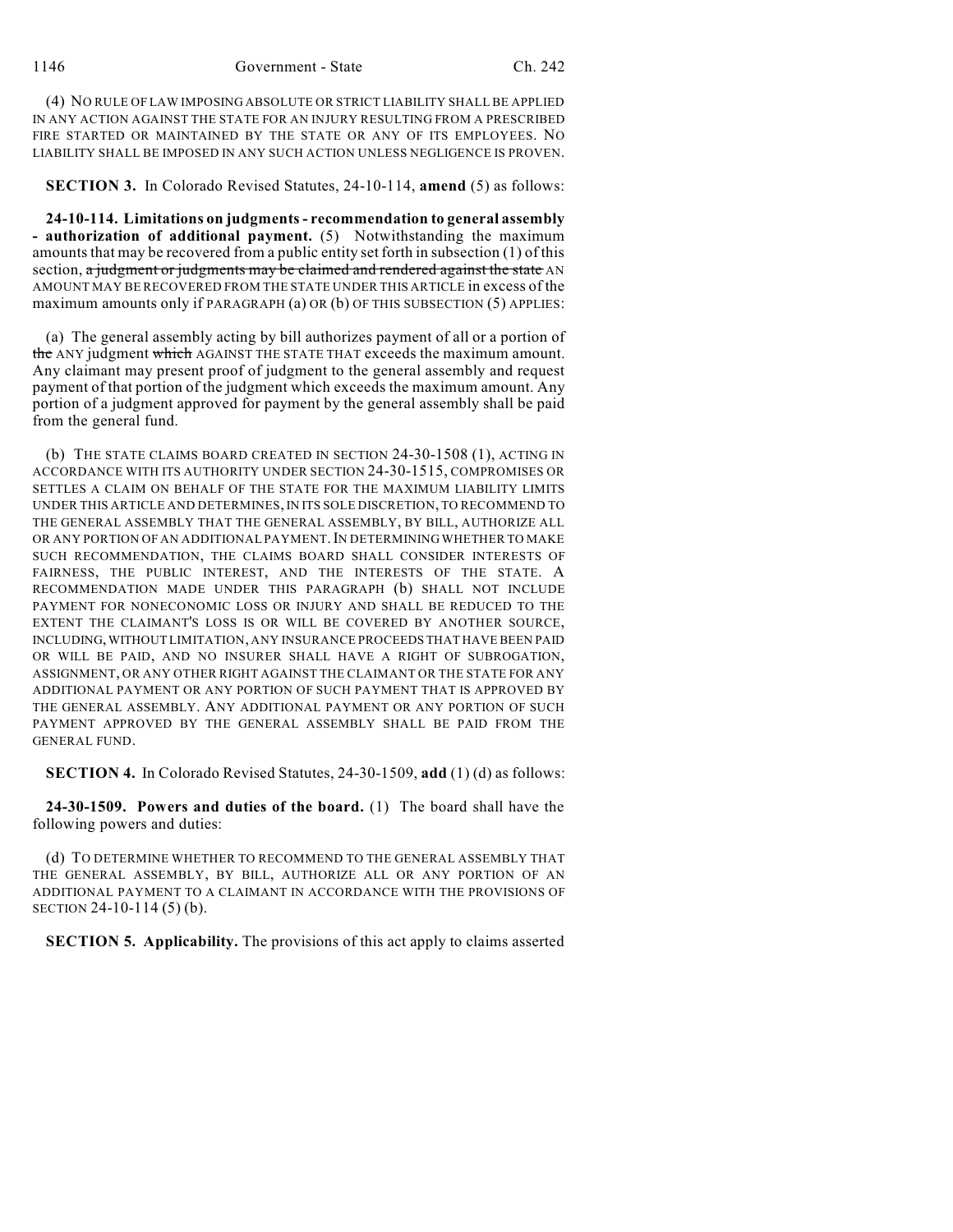(4) NO RULE OF LAW IMPOSING ABSOLUTE OR STRICT LIABILITY SHALL BE APPLIED IN ANY ACTION AGAINST THE STATE FOR AN INJURY RESULTING FROM A PRESCRIBED FIRE STARTED OR MAINTAINED BY THE STATE OR ANY OF ITS EMPLOYEES. NO LIABILITY SHALL BE IMPOSED IN ANY SUCH ACTION UNLESS NEGLIGENCE IS PROVEN.

**SECTION 3.** In Colorado Revised Statutes, 24-10-114, **amend** (5) as follows:

**24-10-114. Limitations on judgments - recommendation to general assembly - authorization of additional payment.** (5) Notwithstanding the maximum amounts that may be recovered from a public entity set forth in subsection (1) of this section, ~~a judgment or judgments may be claimed and rendered against the state~~ AN AMOUNT MAY BE RECOVERED FROM THE STATE UNDER THIS ARTICLE in excess of the maximum amounts only if PARAGRAPH (a) OR (b) OF THIS SUBSECTION (5) APPLIES:

(a) The general assembly acting by bill authorizes payment of all or a portion of ~~the~~ ANY judgment ~~which~~ AGAINST THE STATE THAT exceeds the maximum amount. Any claimant may present proof of judgment to the general assembly and request payment of that portion of the judgment which exceeds the maximum amount. Any portion of a judgment approved for payment by the general assembly shall be paid from the general fund.

(b) THE STATE CLAIMS BOARD CREATED IN SECTION 24-30-1508 (1), ACTING IN ACCORDANCE WITH ITS AUTHORITY UNDER SECTION 24-30-1515, COMPROMISES OR SETTLES A CLAIM ON BEHALF OF THE STATE FOR THE MAXIMUM LIABILITY LIMITS UNDER THIS ARTICLE AND DETERMINES, IN ITS SOLE DISCRETION, TO RECOMMEND TO THE GENERAL ASSEMBLY THAT THE GENERAL ASSEMBLY, BY BILL, AUTHORIZE ALL OR ANY PORTION OF AN ADDITIONAL PAYMENT. IN DETERMINING WHETHER TO MAKE SUCH RECOMMENDATION, THE CLAIMS BOARD SHALL CONSIDER INTERESTS OF FAIRNESS, THE PUBLIC INTEREST, AND THE INTERESTS OF THE STATE. A RECOMMENDATION MADE UNDER THIS PARAGRAPH (b) SHALL NOT INCLUDE PAYMENT FOR NONECONOMIC LOSS OR INJURY AND SHALL BE REDUCED TO THE EXTENT THE CLAIMANT'S LOSS IS OR WILL BE COVERED BY ANOTHER SOURCE, INCLUDING, WITHOUT LIMITATION, ANY INSURANCE PROCEEDS THAT HAVE BEEN PAID OR WILL BE PAID, AND NO INSURER SHALL HAVE A RIGHT OF SUBROGATION, ASSIGNMENT, OR ANY OTHER RIGHT AGAINST THE CLAIMANT OR THE STATE FOR ANY ADDITIONAL PAYMENT OR ANY PORTION OF SUCH PAYMENT THAT IS APPROVED BY THE GENERAL ASSEMBLY. ANY ADDITIONAL PAYMENT OR ANY PORTION OF SUCH PAYMENT APPROVED BY THE GENERAL ASSEMBLY SHALL BE PAID FROM THE GENERAL FUND.

**SECTION 4.** In Colorado Revised Statutes, 24-30-1509, **add** (1) (d) as follows:

**24-30-1509. Powers and duties of the board.** (1) The board shall have the following powers and duties:

(d) TO DETERMINE WHETHER TO RECOMMEND TO THE GENERAL ASSEMBLY THAT THE GENERAL ASSEMBLY, BY BILL, AUTHORIZE ALL OR ANY PORTION OF AN ADDITIONAL PAYMENT TO A CLAIMANT IN ACCORDANCE WITH THE PROVISIONS OF SECTION 24-10-114 (5) (b).

**SECTION 5. Applicability.** The provisions of this act apply to claims asserted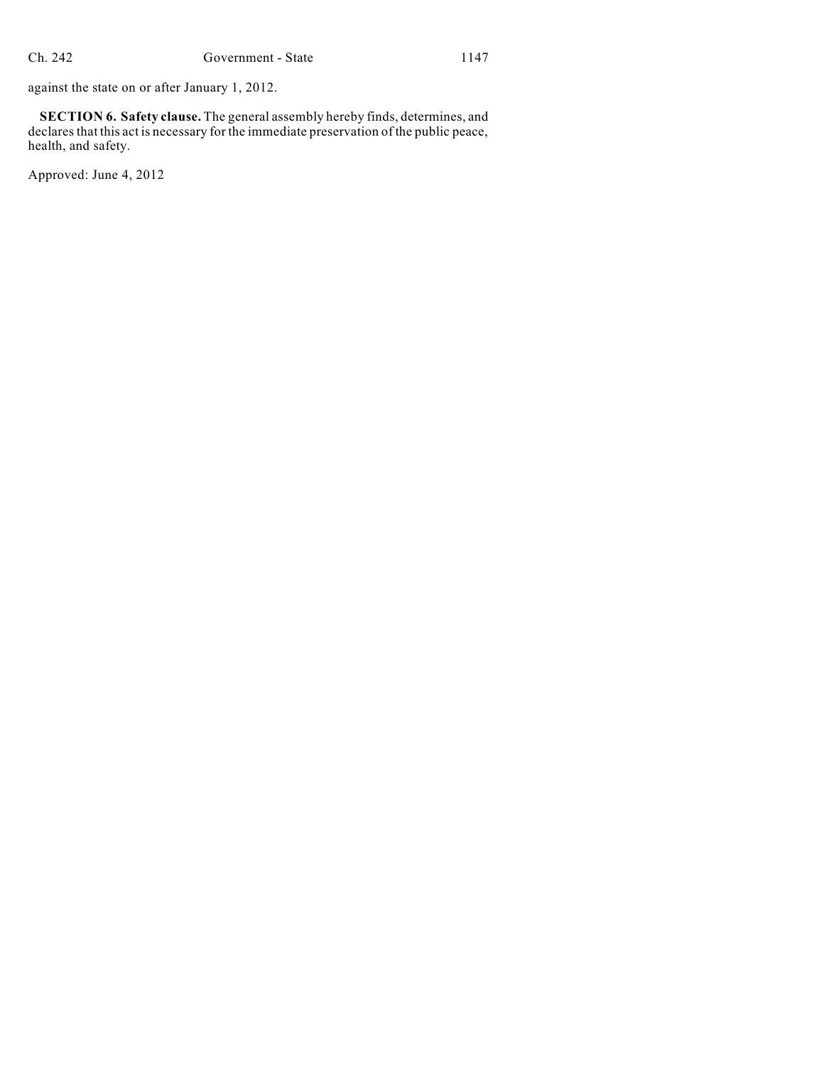against the state on or after January 1, 2012.

**SECTION 6. Safety clause.** The general assembly hereby finds, determines, and declares that this act is necessary for the immediate preservation of the public peace, health, and safety.

Approved: June 4, 2012